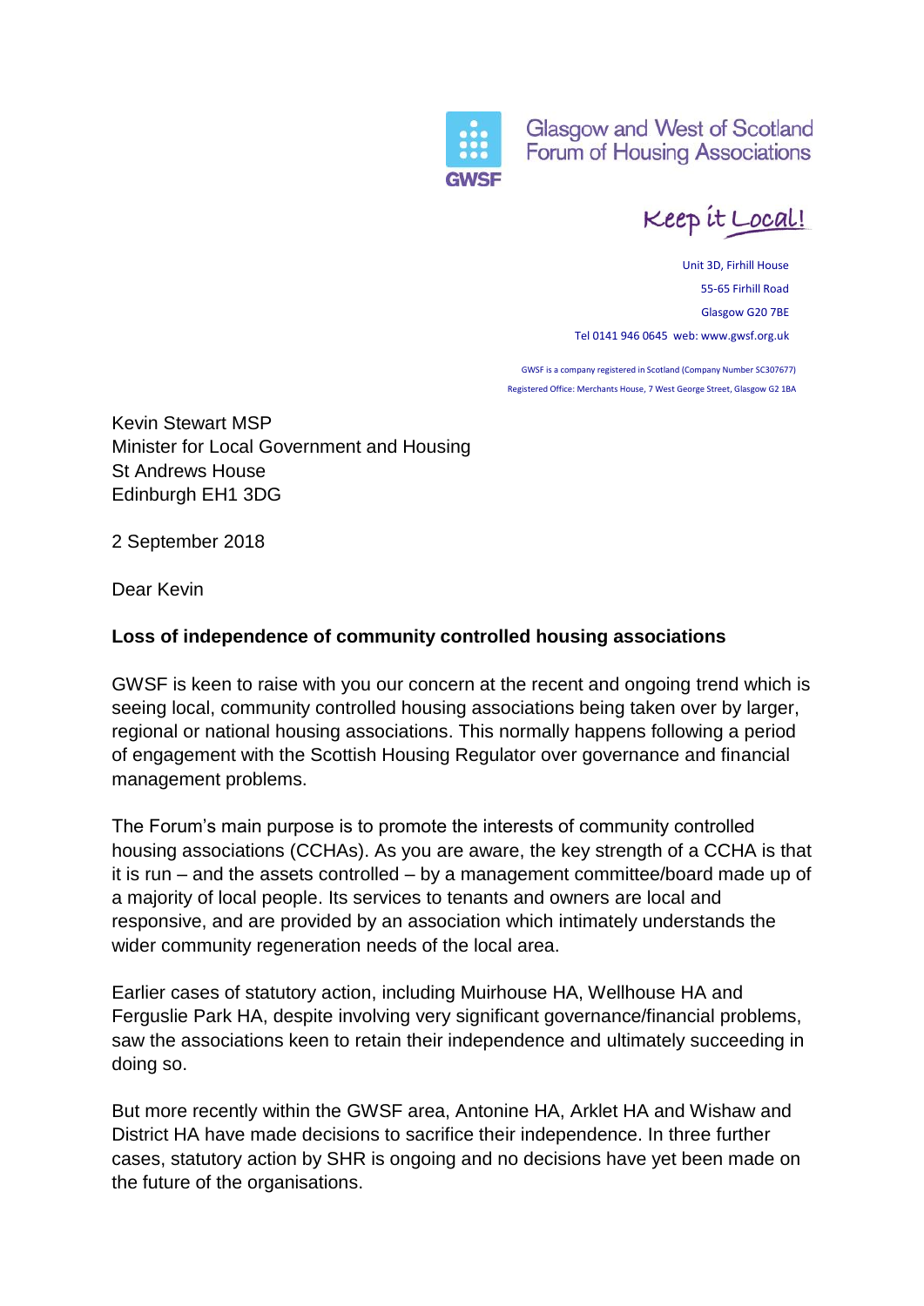Glasgow and West of Scotland
Forum of Housing Associations

GWSF

Keep it Local!

Unit 3D, Firhill House
55-65 Firhill Road
Glasgow G20 7BE
Tel 0141 946 0645 web: www.gwsf.org.uk

GWSF is a company registered in Scotland (Company Number SC307677)
Registered Office: Merchants House, 7 West George Street, Glasgow G2 1BA

Kevin Stewart MSP
Minister for Local Government and Housing
St Andrews House
Edinburgh EH1 3DG

2 September 2018

Dear Kevin

**Loss of independence of community controlled housing associations**

GWSF is keen to raise with you our concern at the recent and ongoing trend which is seeing local, community controlled housing associations being taken over by larger, regional or national housing associations. This normally happens following a period of engagement with the Scottish Housing Regulator over governance and financial management problems.

The Forum's main purpose is to promote the interests of community controlled housing associations (CCHAs). As you are aware, the key strength of a CCHA is that it is run – and the assets controlled – by a management committee/board made up of a majority of local people. Its services to tenants and owners are local and responsive, and are provided by an association which intimately understands the wider community regeneration needs of the local area.

Earlier cases of statutory action, including Muirhouse HA, Wellhouse HA and Ferguslie Park HA, despite involving very significant governance/financial problems, saw the associations keen to retain their independence and ultimately succeeding in doing so.

But more recently within the GWSF area, Antonine HA, Arklet HA and Wishaw and District HA have made decisions to sacrifice their independence. In three further cases, statutory action by SHR is ongoing and no decisions have yet been made on the future of the organisations.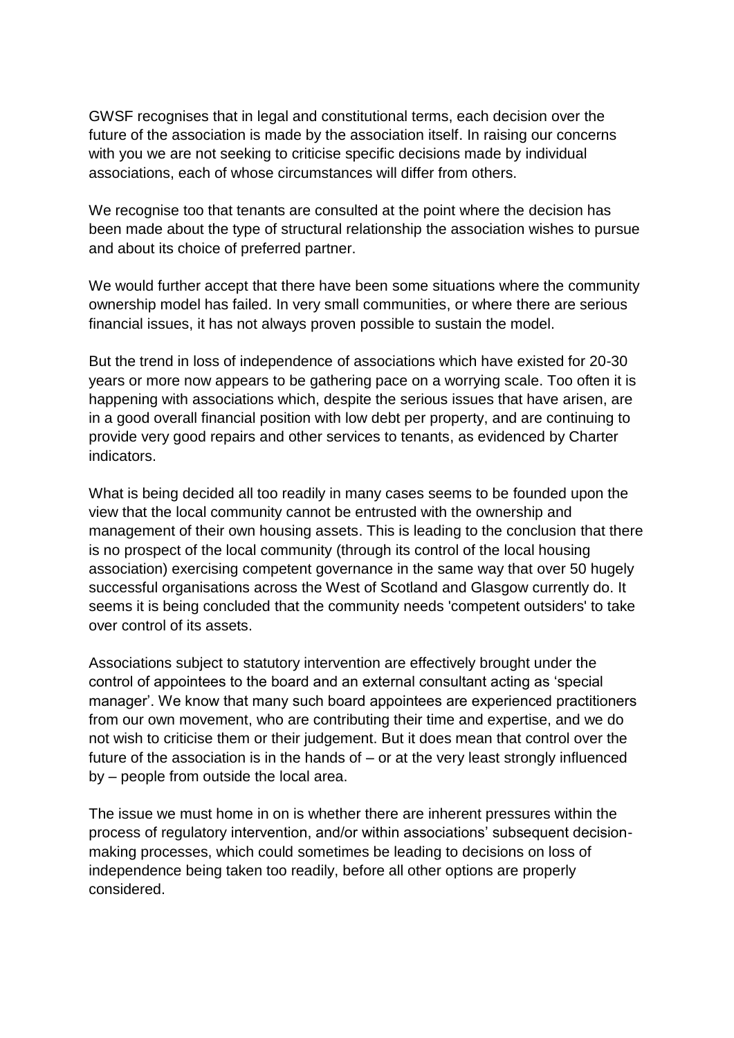GWSF recognises that in legal and constitutional terms, each decision over the future of the association is made by the association itself. In raising our concerns with you we are not seeking to criticise specific decisions made by individual associations, each of whose circumstances will differ from others.

We recognise too that tenants are consulted at the point where the decision has been made about the type of structural relationship the association wishes to pursue and about its choice of preferred partner.

We would further accept that there have been some situations where the community ownership model has failed. In very small communities, or where there are serious financial issues, it has not always proven possible to sustain the model.

But the trend in loss of independence of associations which have existed for 20-30 years or more now appears to be gathering pace on a worrying scale. Too often it is happening with associations which, despite the serious issues that have arisen, are in a good overall financial position with low debt per property, and are continuing to provide very good repairs and other services to tenants, as evidenced by Charter indicators.

What is being decided all too readily in many cases seems to be founded upon the view that the local community cannot be entrusted with the ownership and management of their own housing assets. This is leading to the conclusion that there is no prospect of the local community (through its control of the local housing association) exercising competent governance in the same way that over 50 hugely successful organisations across the West of Scotland and Glasgow currently do. It seems it is being concluded that the community needs 'competent outsiders' to take over control of its assets.

Associations subject to statutory intervention are effectively brought under the control of appointees to the board and an external consultant acting as 'special manager'. We know that many such board appointees are experienced practitioners from our own movement, who are contributing their time and expertise, and we do not wish to criticise them or their judgement. But it does mean that control over the future of the association is in the hands of – or at the very least strongly influenced by – people from outside the local area.

The issue we must home in on is whether there are inherent pressures within the process of regulatory intervention, and/or within associations' subsequent decision-making processes, which could sometimes be leading to decisions on loss of independence being taken too readily, before all other options are properly considered.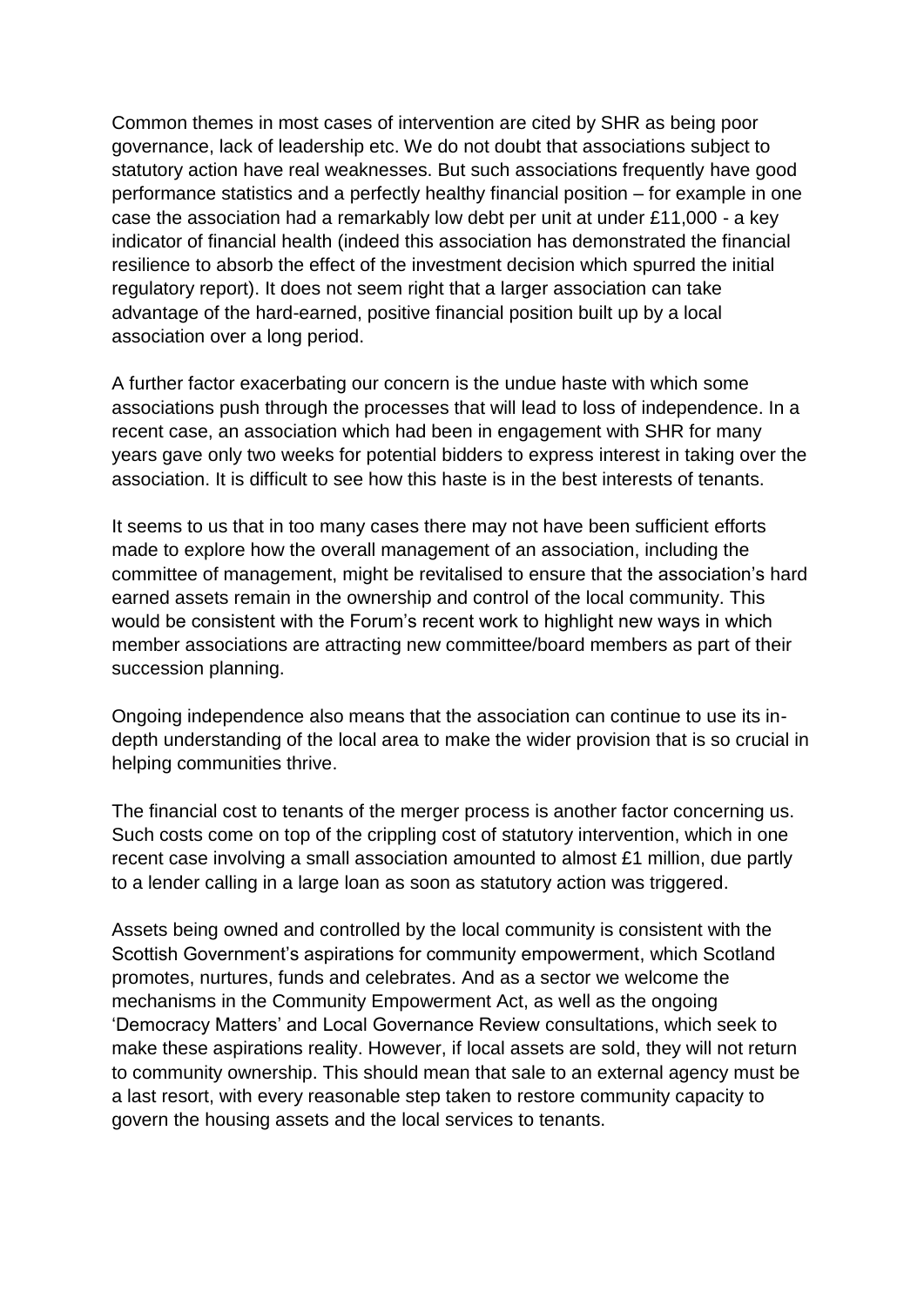Common themes in most cases of intervention are cited by SHR as being poor governance, lack of leadership etc. We do not doubt that associations subject to statutory action have real weaknesses. But such associations frequently have good performance statistics and a perfectly healthy financial position – for example in one case the association had a remarkably low debt per unit at under £11,000 - a key indicator of financial health (indeed this association has demonstrated the financial resilience to absorb the effect of the investment decision which spurred the initial regulatory report). It does not seem right that a larger association can take advantage of the hard-earned, positive financial position built up by a local association over a long period.

A further factor exacerbating our concern is the undue haste with which some associations push through the processes that will lead to loss of independence. In a recent case, an association which had been in engagement with SHR for many years gave only two weeks for potential bidders to express interest in taking over the association. It is difficult to see how this haste is in the best interests of tenants.

It seems to us that in too many cases there may not have been sufficient efforts made to explore how the overall management of an association, including the committee of management, might be revitalised to ensure that the association's hard earned assets remain in the ownership and control of the local community. This would be consistent with the Forum's recent work to highlight new ways in which member associations are attracting new committee/board members as part of their succession planning.

Ongoing independence also means that the association can continue to use its in-depth understanding of the local area to make the wider provision that is so crucial in helping communities thrive.

The financial cost to tenants of the merger process is another factor concerning us. Such costs come on top of the crippling cost of statutory intervention, which in one recent case involving a small association amounted to almost £1 million, due partly to a lender calling in a large loan as soon as statutory action was triggered.

Assets being owned and controlled by the local community is consistent with the Scottish Government's aspirations for community empowerment, which Scotland promotes, nurtures, funds and celebrates. And as a sector we welcome the mechanisms in the Community Empowerment Act, as well as the ongoing 'Democracy Matters' and Local Governance Review consultations, which seek to make these aspirations reality. However, if local assets are sold, they will not return to community ownership. This should mean that sale to an external agency must be a last resort, with every reasonable step taken to restore community capacity to govern the housing assets and the local services to tenants.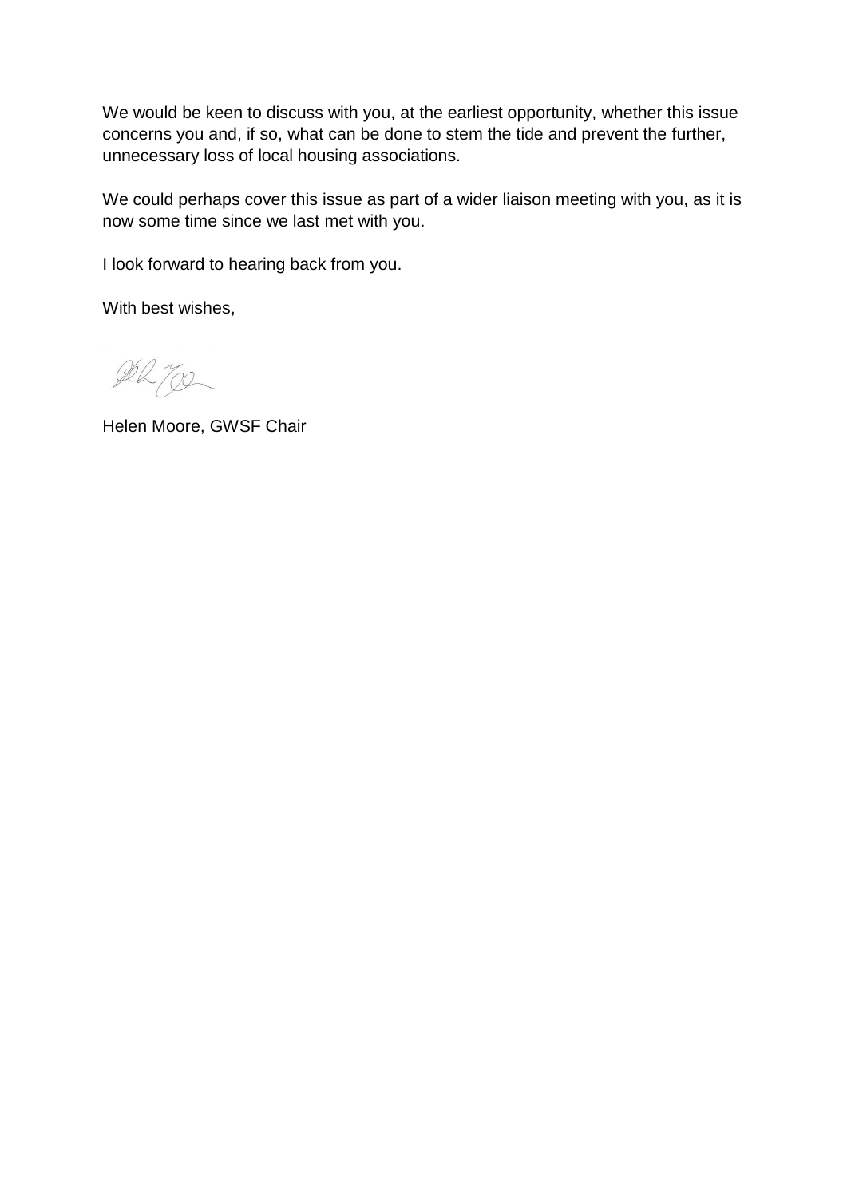We would be keen to discuss with you, at the earliest opportunity, whether this issue concerns you and, if so, what can be done to stem the tide and prevent the further, unnecessary loss of local housing associations.

We could perhaps cover this issue as part of a wider liaison meeting with you, as it is now some time since we last met with you.

I look forward to hearing back from you.

With best wishes,

Helen Moore, GWSF Chair